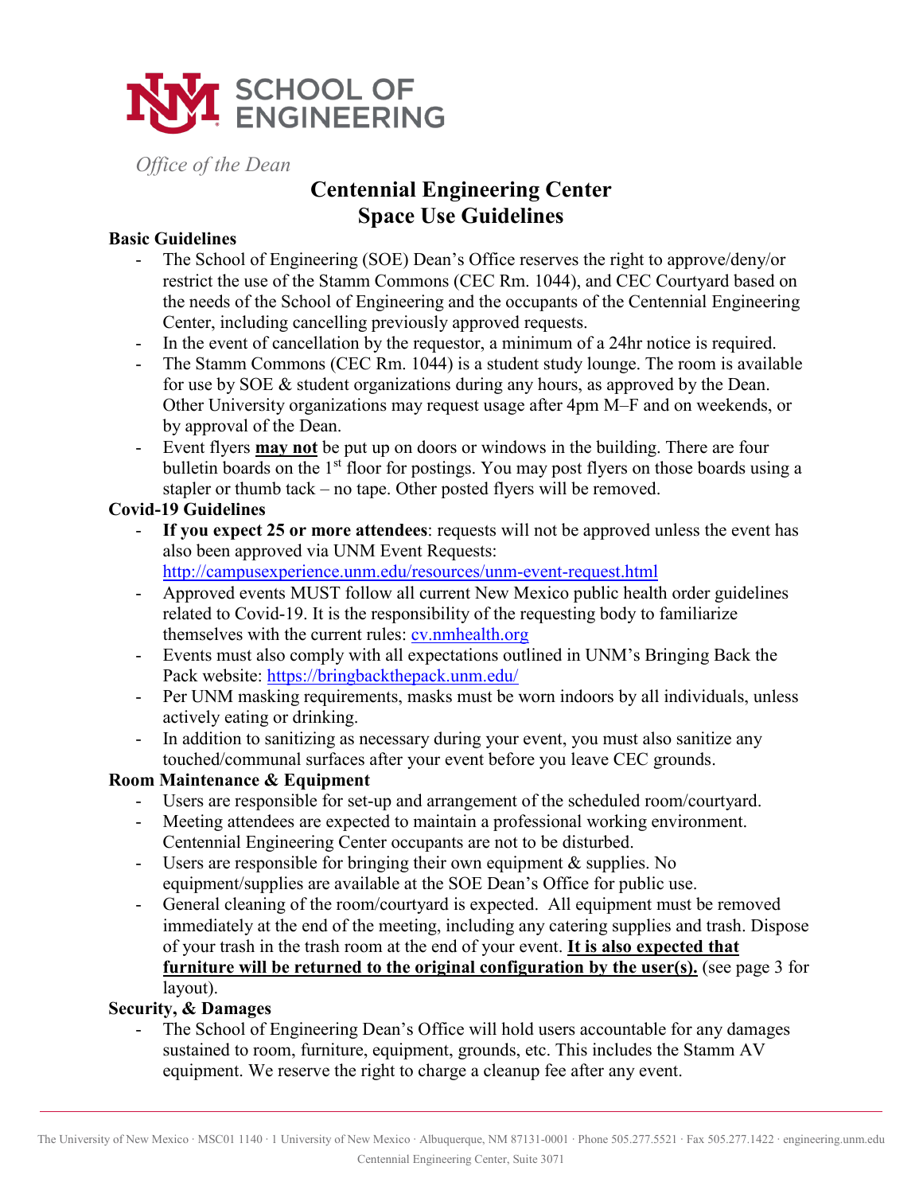SCHOOL OF ENGINEERING

*Office of the Dean*

# Centennial Engineering Center
# Space Use Guidelines

**Basic Guidelines**

- The School of Engineering (SOE) Dean's Office reserves the right to approve/deny/or restrict the use of the Stamm Commons (CEC Rm. 1044), and CEC Courtyard based on the needs of the School of Engineering and the occupants of the Centennial Engineering Center, including cancelling previously approved requests.
- In the event of cancellation by the requestor, a minimum of a 24hr notice is required.
- The Stamm Commons (CEC Rm. 1044) is a student study lounge. The room is available for use by SOE & student organizations during any hours, as approved by the Dean. Other University organizations may request usage after 4pm M–F and on weekends, or by approval of the Dean.
- Event flyers **<u>may not</u>** be put up on doors or windows in the building. There are four bulletin boards on the 1st floor for postings. You may post flyers on those boards using a stapler or thumb tack – no tape. Other posted flyers will be removed.

**Covid-19 Guidelines**

- **If you expect 25 or more attendees**: requests will not be approved unless the event has also been approved via UNM Event Requests: http://campusexperience.unm.edu/resources/unm-event-request.html
- Approved events MUST follow all current New Mexico public health order guidelines related to Covid-19. It is the responsibility of the requesting body to familiarize themselves with the current rules: cv.nmhealth.org
- Events must also comply with all expectations outlined in UNM's Bringing Back the Pack website: https://bringbackthepack.unm.edu/
- Per UNM masking requirements, masks must be worn indoors by all individuals, unless actively eating or drinking.
- In addition to sanitizing as necessary during your event, you must also sanitize any touched/communal surfaces after your event before you leave CEC grounds.

**Room Maintenance & Equipment**

- Users are responsible for set-up and arrangement of the scheduled room/courtyard.
- Meeting attendees are expected to maintain a professional working environment. Centennial Engineering Center occupants are not to be disturbed.
- Users are responsible for bringing their own equipment & supplies. No equipment/supplies are available at the SOE Dean's Office for public use.
- General cleaning of the room/courtyard is expected. All equipment must be removed immediately at the end of the meeting, including any catering supplies and trash. Dispose of your trash in the trash room at the end of your event. **<u>It is also expected that furniture will be returned to the original configuration by the user(s).</u>** (see page 3 for layout).

**Security, & Damages**

- The School of Engineering Dean's Office will hold users accountable for any damages sustained to room, furniture, equipment, grounds, etc. This includes the Stamm AV equipment. We reserve the right to charge a cleanup fee after any event.

The University of New Mexico · MSC01 1140 · 1 University of New Mexico · Albuquerque, NM 87131-0001 · Phone 505.277.5521 · Fax 505.277.1422 · engineering.unm.edu
Centennial Engineering Center, Suite 3071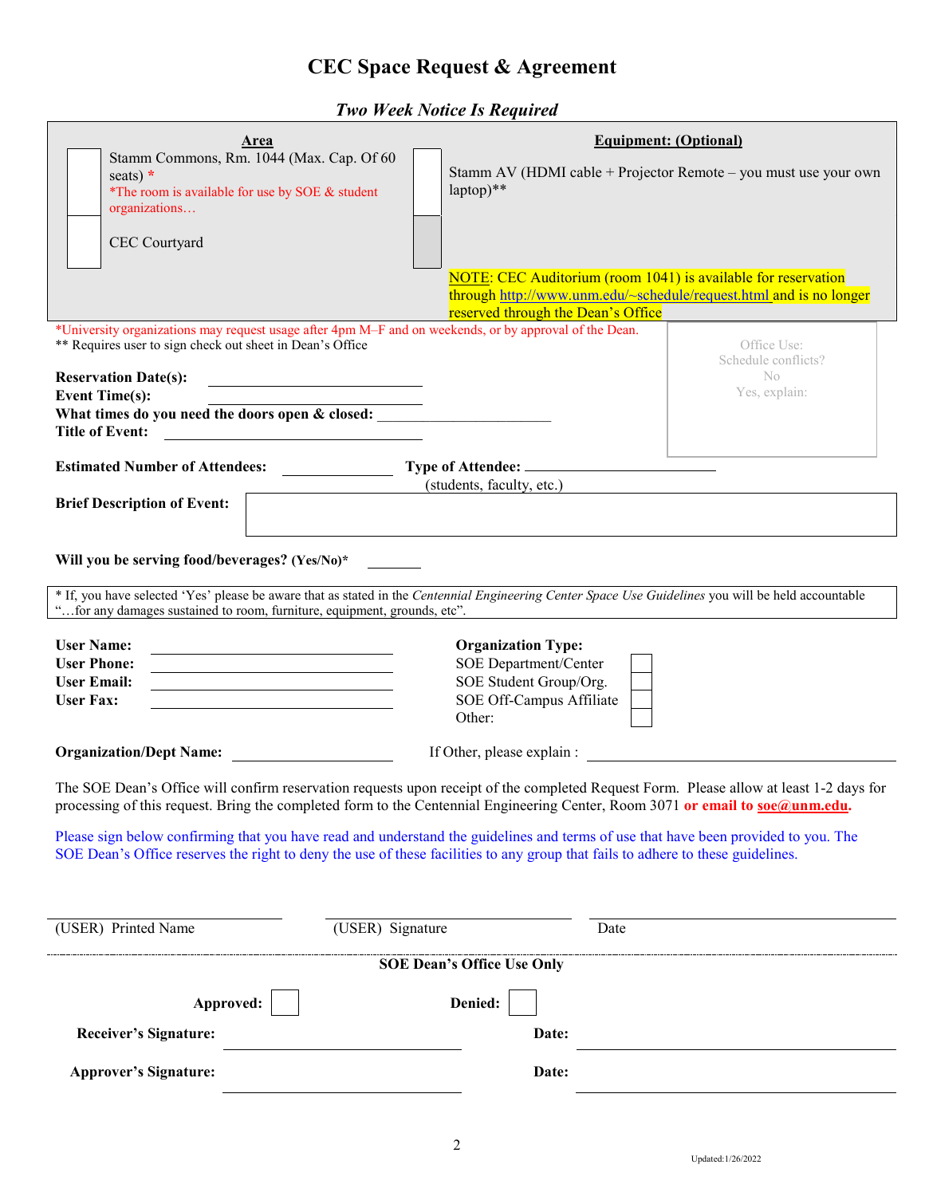# CEC Space Request & Agreement

***Two Week Notice Is Required***

| Area | Equipment: (Optional) |
|---|---|
| ☐ Stamm Commons, Rm. 1044 (Max. Cap. Of 60 seats) * *The room is available for use by SOE & student organizations… | ☐ Stamm AV (HDMI cable + Projector Remote – you must use your own laptop)** |
| ☐ CEC Courtyard | NOTE: CEC Auditorium (room 1041) is available for reservation through http://www.unm.edu/~schedule/request.html and is no longer reserved through the Dean's Office |

*University organizations may request usage after 4pm M–F and on weekends, or by approval of the Dean.
** Requires user to sign check out sheet in Dean's Office

Office Use:
Schedule conflicts?
No
Yes, explain:

**Reservation Date(s):** ______________________

**Event Time(s):** ______________________

**What times do you need the doors open & closed:** ______________________

**Title of Event:** ______________________

**Estimated Number of Attendees:** ____________ **Type of Attendee:** ______________________
(students, faculty, etc.)

**Brief Description of Event:** ______________________

**Will you be serving food/beverages? (Yes/No)*** ________

* If, you have selected 'Yes' please be aware that as stated in the *Centennial Engineering Center Space Use Guidelines* you will be held accountable "…for any damages sustained to room, furniture, equipment, grounds, etc".

**User Name:** ______________________

**User Phone:** ______________________

**User Email:** ______________________

**User Fax:** ______________________

**Organization Type:**
- SOE Department/Center ☐
- SOE Student Group/Org. ☐
- SOE Off-Campus Affiliate ☐
- Other: ☐

**Organization/Dept Name:** ______________________ If Other, please explain : ______________________

The SOE Dean's Office will confirm reservation requests upon receipt of the completed Request Form. Please allow at least 1-2 days for processing of this request. Bring the completed form to the Centennial Engineering Center, Room 3071 **or email to soe@unm.edu.**

Please sign below confirming that you have read and understand the guidelines and terms of use that have been provided to you. The SOE Dean's Office reserves the right to deny the use of these facilities to any group that fails to adhere to these guidelines.

______________________ ______________________ ______________________
(USER) Printed Name (USER) Signature Date

**SOE Dean's Office Use Only**

**Approved:** ☐ **Denied:** ☐

**Receiver's Signature:** ______________________ **Date:** ______________________

**Approver's Signature:** ______________________ **Date:** ______________________

Updated:1/26/2022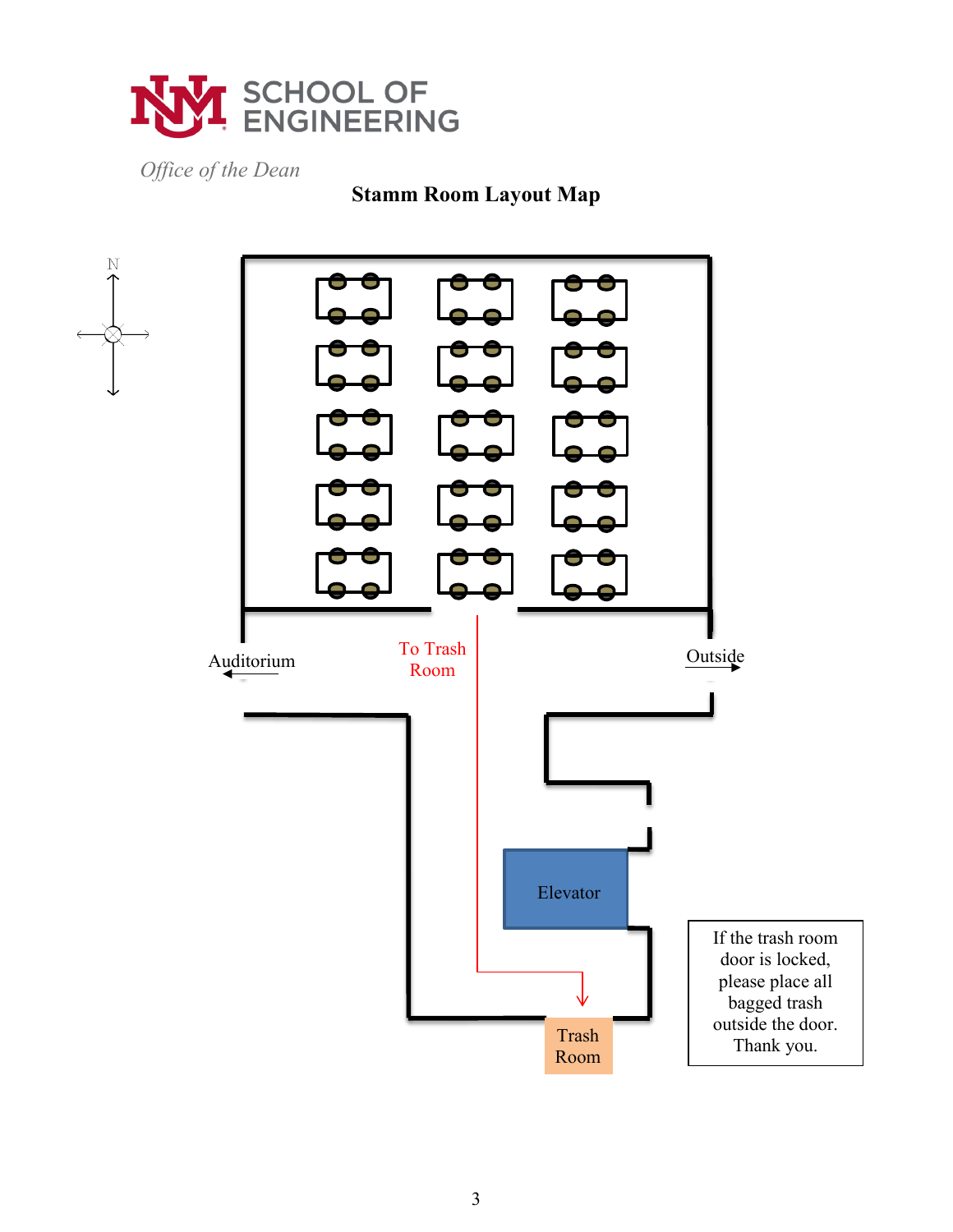SCHOOL OF ENGINEERING

*Office of the Dean*

## Stamm Room Layout Map

N

Auditorium

To Trash Room

Outside

Elevator

Trash Room

If the trash room door is locked, please place all bagged trash outside the door. Thank you.